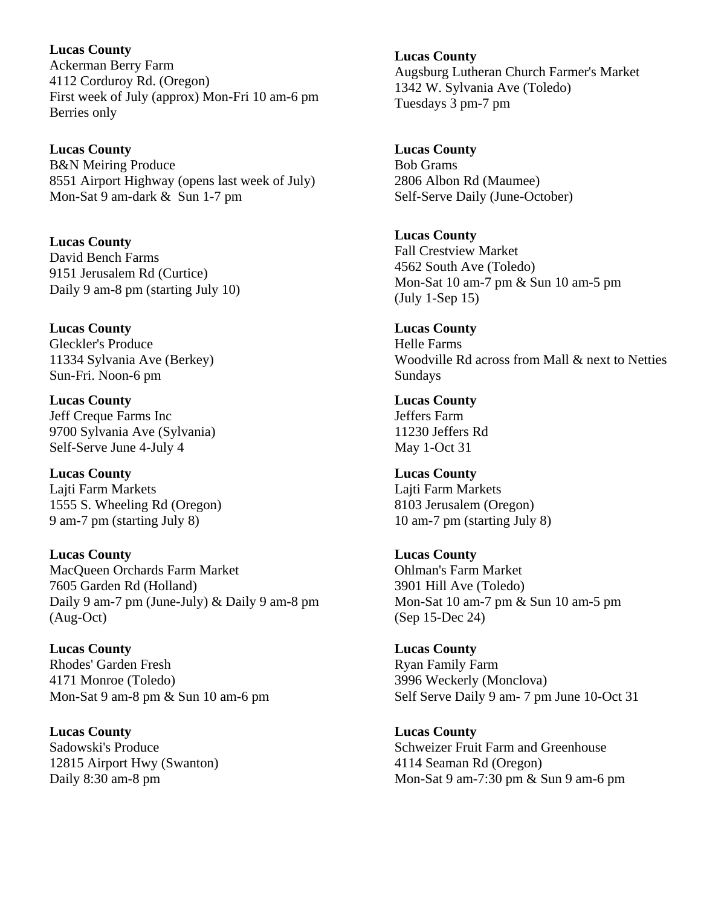**Lucas County**
Ackerman Berry Farm
4112 Corduroy Rd. (Oregon)
First week of July (approx) Mon-Fri 10 am-6 pm
Berries only

**Lucas County**
B&N Meiring Produce
8551 Airport Highway (opens last week of July)
Mon-Sat 9 am-dark & Sun 1-7 pm

**Lucas County**
David Bench Farms
9151 Jerusalem Rd (Curtice)
Daily 9 am-8 pm (starting July 10)

**Lucas County**
Gleckler's Produce
11334 Sylvania Ave (Berkey)
Sun-Fri. Noon-6 pm

**Lucas County**
Jeff Creque Farms Inc
9700 Sylvania Ave (Sylvania)
Self-Serve June 4-July 4

**Lucas County**
Lajti Farm Markets
1555 S. Wheeling Rd (Oregon)
9 am-7 pm (starting July 8)

**Lucas County**
MacQueen Orchards Farm Market
7605 Garden Rd (Holland)
Daily 9 am-7 pm (June-July) & Daily 9 am-8 pm (Aug-Oct)

**Lucas County**
Rhodes' Garden Fresh
4171 Monroe (Toledo)
Mon-Sat 9 am-8 pm & Sun 10 am-6 pm

**Lucas County**
Sadowski's Produce
12815 Airport Hwy (Swanton)
Daily 8:30 am-8 pm

**Lucas County**
Augsburg Lutheran Church Farmer's Market
1342 W. Sylvania Ave (Toledo)
Tuesdays 3 pm-7 pm

**Lucas County**
Bob Grams
2806 Albon Rd (Maumee)
Self-Serve Daily (June-October)

**Lucas County**
Fall Crestview Market
4562 South Ave (Toledo)
Mon-Sat 10 am-7 pm & Sun 10 am-5 pm
(July 1-Sep 15)

**Lucas County**
Helle Farms
Woodville Rd across from Mall & next to Netties
Sundays

**Lucas County**
Jeffers Farm
11230 Jeffers Rd
May 1-Oct 31

**Lucas County**
Lajti Farm Markets
8103 Jerusalem (Oregon)
10 am-7 pm (starting July 8)

**Lucas County**
Ohlman's Farm Market
3901 Hill Ave (Toledo)
Mon-Sat 10 am-7 pm & Sun 10 am-5 pm
(Sep 15-Dec 24)

**Lucas County**
Ryan Family Farm
3996 Weckerly (Monclova)
Self Serve Daily 9 am- 7 pm June 10-Oct 31

**Lucas County**
Schweizer Fruit Farm and Greenhouse
4114 Seaman Rd (Oregon)
Mon-Sat 9 am-7:30 pm & Sun 9 am-6 pm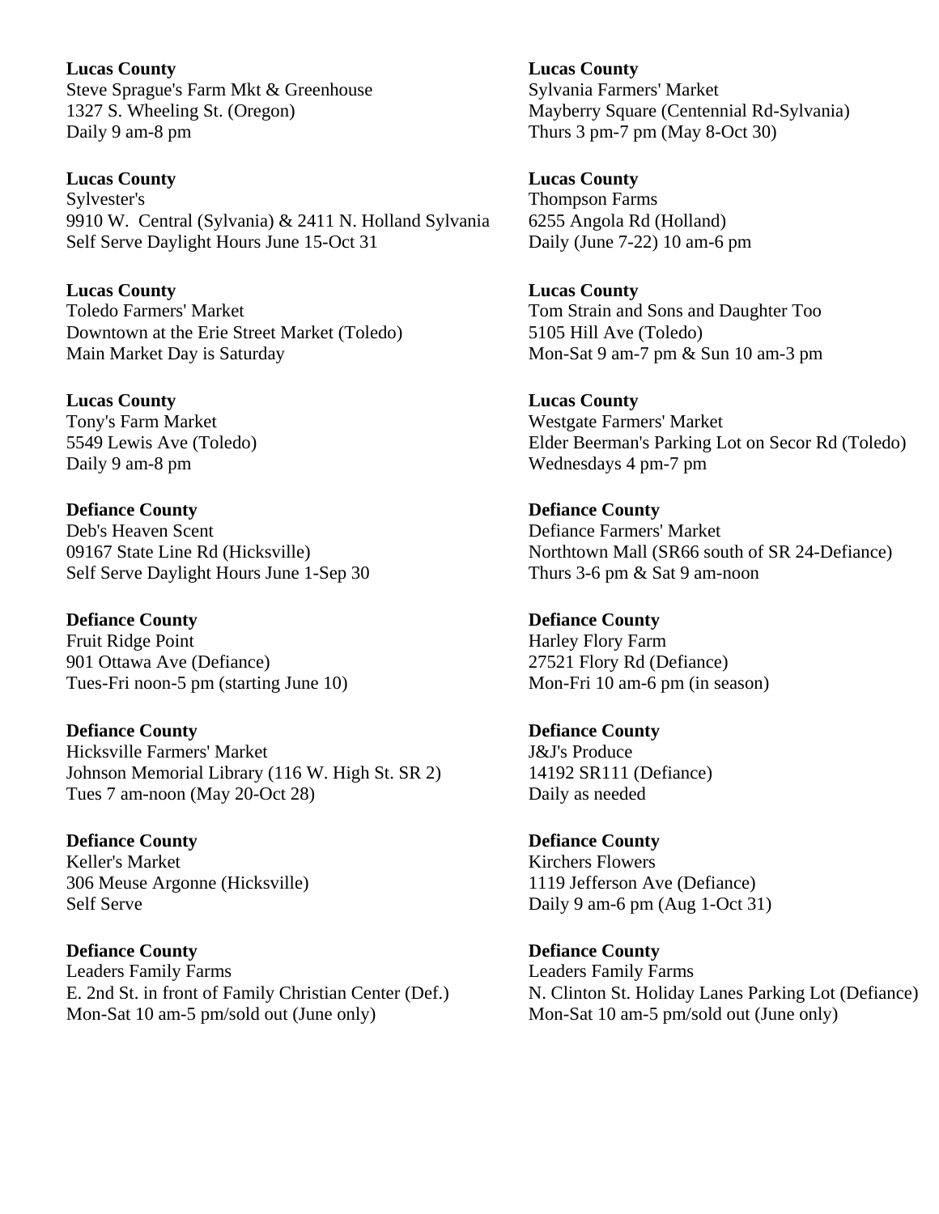**Lucas County**
Steve Sprague's Farm Mkt & Greenhouse
1327 S. Wheeling St. (Oregon)
Daily 9 am-8 pm

**Lucas County**
Sylvania Farmers' Market
Mayberry Square (Centennial Rd-Sylvania)
Thurs 3 pm-7 pm (May 8-Oct 30)

**Lucas County**
Sylvester's
9910 W. Central (Sylvania) & 2411 N. Holland Sylvania
Self Serve Daylight Hours June 15-Oct 31

**Lucas County**
Thompson Farms
6255 Angola Rd (Holland)
Daily (June 7-22) 10 am-6 pm

**Lucas County**
Toledo Farmers' Market
Downtown at the Erie Street Market (Toledo)
Main Market Day is Saturday

**Lucas County**
Tom Strain and Sons and Daughter Too
5105 Hill Ave (Toledo)
Mon-Sat 9 am-7 pm & Sun 10 am-3 pm

**Lucas County**
Tony's Farm Market
5549 Lewis Ave (Toledo)
Daily 9 am-8 pm

**Lucas County**
Westgate Farmers' Market
Elder Beerman's Parking Lot on Secor Rd (Toledo)
Wednesdays 4 pm-7 pm

**Defiance County**
Deb's Heaven Scent
09167 State Line Rd (Hicksville)
Self Serve Daylight Hours June 1-Sep 30

**Defiance County**
Defiance Farmers' Market
Northtown Mall (SR66 south of SR 24-Defiance)
Thurs 3-6 pm & Sat 9 am-noon

**Defiance County**
Fruit Ridge Point
901 Ottawa Ave (Defiance)
Tues-Fri noon-5 pm (starting June 10)

**Defiance County**
Harley Flory Farm
27521 Flory Rd (Defiance)
Mon-Fri 10 am-6 pm (in season)

**Defiance County**
Hicksville Farmers' Market
Johnson Memorial Library (116 W. High St. SR 2)
Tues 7 am-noon (May 20-Oct 28)

**Defiance County**
J&J's Produce
14192 SR111 (Defiance)
Daily as needed

**Defiance County**
Keller's Market
306 Meuse Argonne (Hicksville)
Self Serve

**Defiance County**
Kirchers Flowers
1119 Jefferson Ave (Defiance)
Daily 9 am-6 pm (Aug 1-Oct 31)

**Defiance County**
Leaders Family Farms
E. 2nd St. in front of Family Christian Center (Def.)
Mon-Sat 10 am-5 pm/sold out (June only)

**Defiance County**
Leaders Family Farms
N. Clinton St. Holiday Lanes Parking Lot (Defiance)
Mon-Sat 10 am-5 pm/sold out (June only)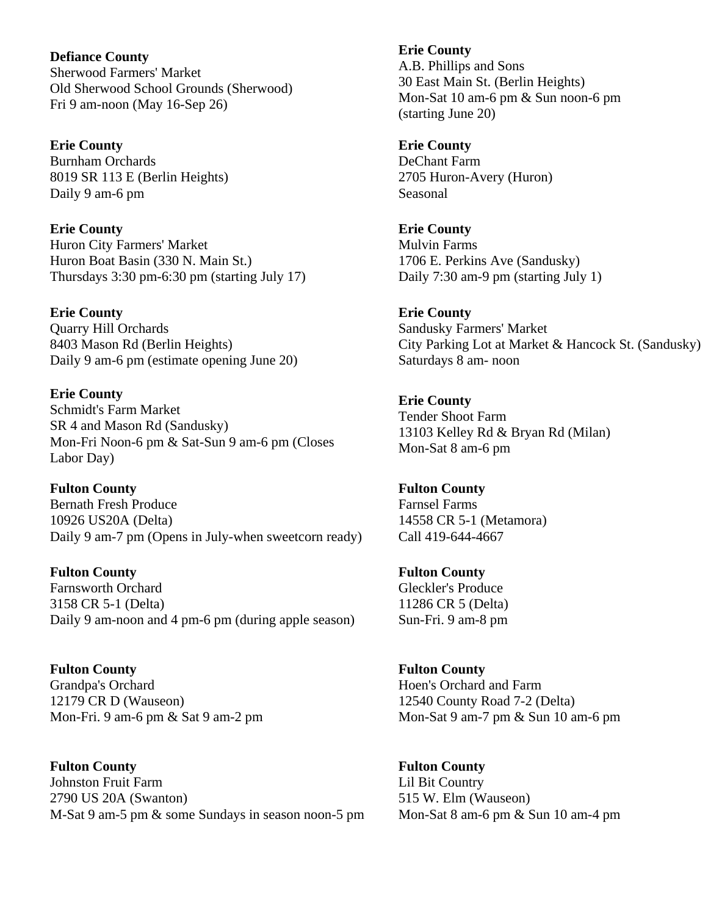**Defiance County**
Sherwood Farmers' Market
Old Sherwood School Grounds (Sherwood)
Fri 9 am-noon (May 16-Sep 26)

**Erie County**
Burnham Orchards
8019 SR 113 E (Berlin Heights)
Daily 9 am-6 pm

**Erie County**
Huron City Farmers' Market
Huron Boat Basin (330 N. Main St.)
Thursdays 3:30 pm-6:30 pm (starting July 17)

**Erie County**
Quarry Hill Orchards
8403 Mason Rd (Berlin Heights)
Daily 9 am-6 pm (estimate opening June 20)

**Erie County**
Schmidt's Farm Market
SR 4 and Mason Rd (Sandusky)
Mon-Fri Noon-6 pm & Sat-Sun 9 am-6 pm (Closes Labor Day)

**Fulton County**
Bernath Fresh Produce
10926 US20A (Delta)
Daily 9 am-7 pm (Opens in July-when sweetcorn ready)

**Fulton County**
Farnsworth Orchard
3158 CR 5-1 (Delta)
Daily 9 am-noon and 4 pm-6 pm (during apple season)

**Fulton County**
Grandpa's Orchard
12179 CR D (Wauseon)
Mon-Fri. 9 am-6 pm & Sat 9 am-2 pm

**Fulton County**
Johnston Fruit Farm
2790 US 20A (Swanton)
M-Sat 9 am-5 pm & some Sundays in season noon-5 pm

**Erie County**
A.B. Phillips and Sons
30 East Main St. (Berlin Heights)
Mon-Sat 10 am-6 pm & Sun noon-6 pm (starting June 20)

**Erie County**
DeChant Farm
2705 Huron-Avery (Huron)
Seasonal

**Erie County**
Mulvin Farms
1706 E. Perkins Ave (Sandusky)
Daily 7:30 am-9 pm (starting July 1)

**Erie County**
Sandusky Farmers' Market
City Parking Lot at Market & Hancock St. (Sandusky)
Saturdays 8 am- noon

**Erie County**
Tender Shoot Farm
13103 Kelley Rd & Bryan Rd (Milan)
Mon-Sat 8 am-6 pm

**Fulton County**
Farnsel Farms
14558 CR 5-1 (Metamora)
Call 419-644-4667

**Fulton County**
Gleckler's Produce
11286 CR 5 (Delta)
Sun-Fri. 9 am-8 pm

**Fulton County**
Hoen's Orchard and Farm
12540 County Road 7-2 (Delta)
Mon-Sat 9 am-7 pm & Sun 10 am-6 pm

**Fulton County**
Lil Bit Country
515 W. Elm (Wauseon)
Mon-Sat 8 am-6 pm & Sun 10 am-4 pm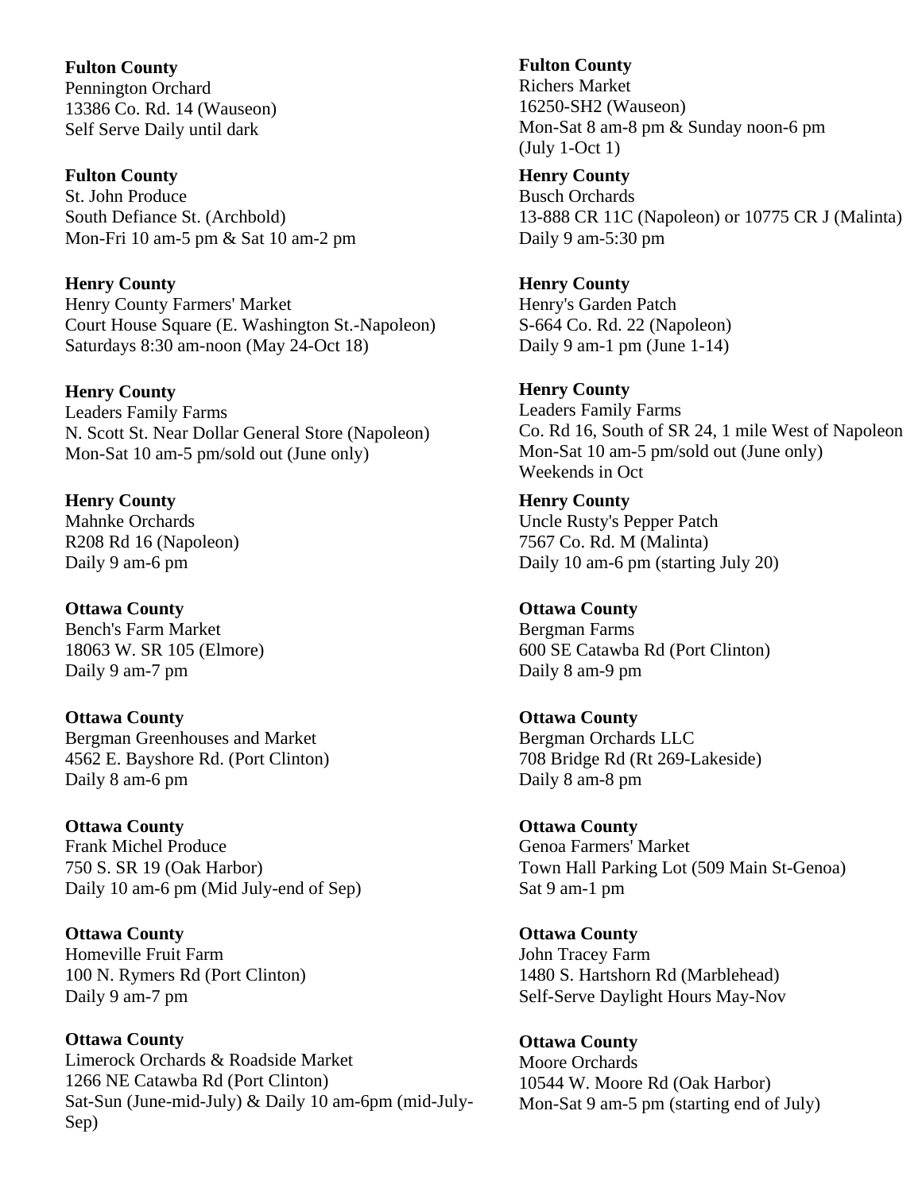**Fulton County**
Pennington Orchard
13386 Co. Rd. 14 (Wauseon)
Self Serve Daily until dark

**Fulton County**
St. John Produce
South Defiance St. (Archbold)
Mon-Fri 10 am-5 pm & Sat 10 am-2 pm

**Henry County**
Henry County Farmers' Market
Court House Square (E. Washington St.-Napoleon)
Saturdays 8:30 am-noon (May 24-Oct 18)

**Henry County**
Leaders Family Farms
N. Scott St. Near Dollar General Store (Napoleon)
Mon-Sat 10 am-5 pm/sold out (June only)

**Henry County**
Mahnke Orchards
R208 Rd 16 (Napoleon)
Daily 9 am-6 pm

**Ottawa County**
Bench's Farm Market
18063 W. SR 105 (Elmore)
Daily 9 am-7 pm

**Ottawa County**
Bergman Greenhouses and Market
4562 E. Bayshore Rd. (Port Clinton)
Daily 8 am-6 pm

**Ottawa County**
Frank Michel Produce
750 S. SR 19 (Oak Harbor)
Daily 10 am-6 pm (Mid July-end of Sep)

**Ottawa County**
Homeville Fruit Farm
100 N. Rymers Rd (Port Clinton)
Daily 9 am-7 pm

**Ottawa County**
Limerock Orchards & Roadside Market
1266 NE Catawba Rd (Port Clinton)
Sat-Sun (June-mid-July) & Daily 10 am-6pm (mid-July-Sep)

**Fulton County**
Richers Market
16250-SH2 (Wauseon)
Mon-Sat 8 am-8 pm & Sunday noon-6 pm (July 1-Oct 1)

**Henry County**
Busch Orchards
13-888 CR 11C (Napoleon) or 10775 CR J (Malinta)
Daily 9 am-5:30 pm

**Henry County**
Henry's Garden Patch
S-664 Co. Rd. 22 (Napoleon)
Daily 9 am-1 pm (June 1-14)

**Henry County**
Leaders Family Farms
Co. Rd 16, South of SR 24, 1 mile West of Napoleon
Mon-Sat 10 am-5 pm/sold out (June only)
Weekends in Oct

**Henry County**
Uncle Rusty's Pepper Patch
7567 Co. Rd. M (Malinta)
Daily 10 am-6 pm (starting July 20)

**Ottawa County**
Bergman Farms
600 SE Catawba Rd (Port Clinton)
Daily 8 am-9 pm

**Ottawa County**
Bergman Orchards LLC
708 Bridge Rd (Rt 269-Lakeside)
Daily 8 am-8 pm

**Ottawa County**
Genoa Farmers' Market
Town Hall Parking Lot (509 Main St-Genoa)
Sat 9 am-1 pm

**Ottawa County**
John Tracey Farm
1480 S. Hartshorn Rd (Marblehead)
Self-Serve Daylight Hours May-Nov

**Ottawa County**
Moore Orchards
10544 W. Moore Rd (Oak Harbor)
Mon-Sat 9 am-5 pm (starting end of July)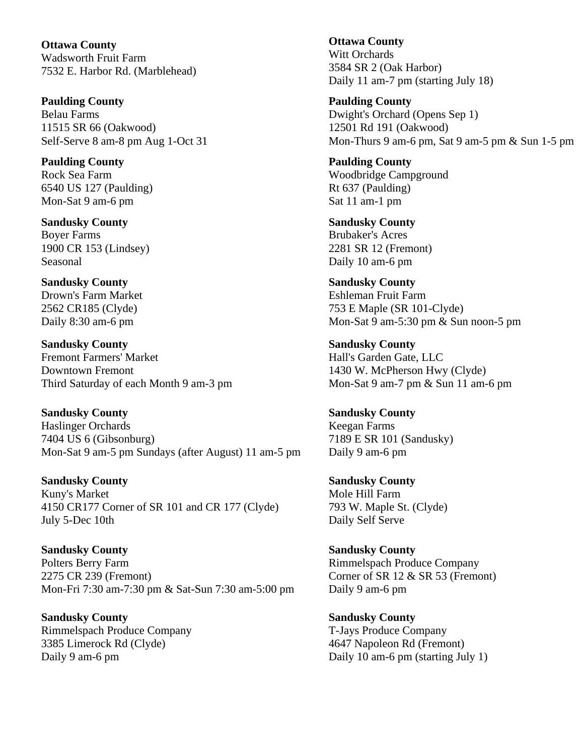**Ottawa County**
Wadsworth Fruit Farm
7532 E. Harbor Rd. (Marblehead)

**Ottawa County**
Witt Orchards
3584 SR 2 (Oak Harbor)
Daily 11 am-7 pm (starting July 18)

**Paulding County**
Belau Farms
11515 SR 66 (Oakwood)
Self-Serve 8 am-8 pm Aug 1-Oct 31

**Paulding County**
Dwight's Orchard (Opens Sep 1)
12501 Rd 191 (Oakwood)
Mon-Thurs 9 am-6 pm, Sat 9 am-5 pm & Sun 1-5 pm

**Paulding County**
Rock Sea Farm
6540 US 127 (Paulding)
Mon-Sat 9 am-6 pm

**Paulding County**
Woodbridge Campground
Rt 637 (Paulding)
Sat 11 am-1 pm

**Sandusky County**
Boyer Farms
1900 CR 153 (Lindsey)
Seasonal

**Sandusky County**
Brubaker's Acres
2281 SR 12 (Fremont)
Daily 10 am-6 pm

**Sandusky County**
Drown's Farm Market
2562 CR185 (Clyde)
Daily 8:30 am-6 pm

**Sandusky County**
Eshleman Fruit Farm
753 E Maple (SR 101-Clyde)
Mon-Sat 9 am-5:30 pm & Sun noon-5 pm

**Sandusky County**
Fremont Farmers' Market
Downtown Fremont
Third Saturday of each Month 9 am-3 pm

**Sandusky County**
Hall's Garden Gate, LLC
1430 W. McPherson Hwy (Clyde)
Mon-Sat 9 am-7 pm & Sun 11 am-6 pm

**Sandusky County**
Haslinger Orchards
7404 US 6 (Gibsonburg)
Mon-Sat 9 am-5 pm Sundays (after August) 11 am-5 pm

**Sandusky County**
Keegan Farms
7189 E SR 101 (Sandusky)
Daily 9 am-6 pm

**Sandusky County**
Kuny's Market
4150 CR177 Corner of SR 101 and CR 177 (Clyde)
July 5-Dec 10th

**Sandusky County**
Mole Hill Farm
793 W. Maple St. (Clyde)
Daily Self Serve

**Sandusky County**
Polters Berry Farm
2275 CR 239 (Fremont)
Mon-Fri 7:30 am-7:30 pm & Sat-Sun 7:30 am-5:00 pm

**Sandusky County**
Rimmelspach Produce Company
Corner of SR 12 & SR 53 (Fremont)
Daily 9 am-6 pm

**Sandusky County**
Rimmelspach Produce Company
3385 Limerock Rd (Clyde)
Daily 9 am-6 pm

**Sandusky County**
T-Jays Produce Company
4647 Napoleon Rd (Fremont)
Daily 10 am-6 pm (starting July 1)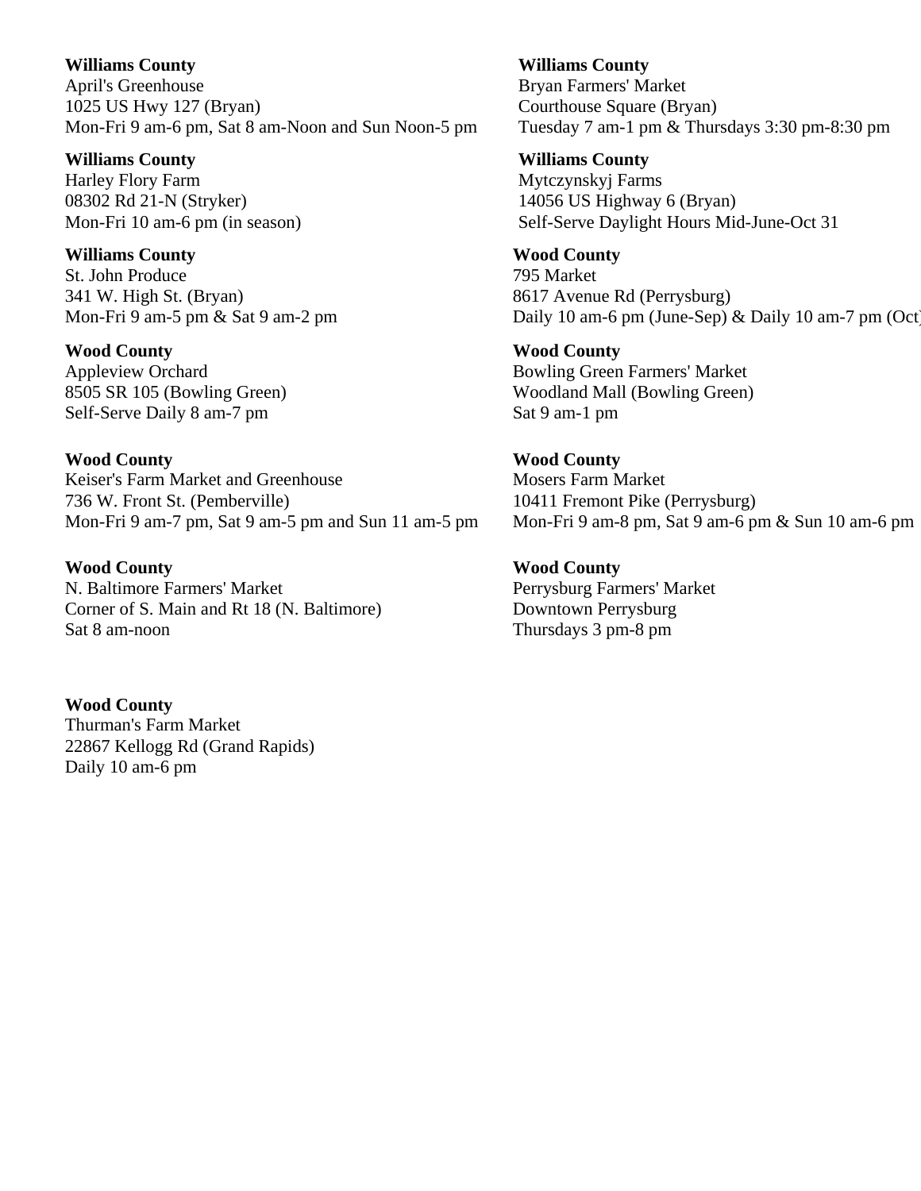**Williams County**
April's Greenhouse
1025 US Hwy 127 (Bryan)
Mon-Fri 9 am-6 pm, Sat 8 am-Noon and Sun Noon-5 pm

**Williams County**
Bryan Farmers' Market
Courthouse Square (Bryan)
Tuesday 7 am-1 pm & Thursdays 3:30 pm-8:30 pm

**Williams County**
Harley Flory Farm
08302 Rd 21-N (Stryker)
Mon-Fri 10 am-6 pm (in season)

**Williams County**
Mytczynskyj Farms
14056 US Highway 6 (Bryan)
Self-Serve Daylight Hours Mid-June-Oct 31

**Williams County**
St. John Produce
341 W. High St. (Bryan)
Mon-Fri 9 am-5 pm & Sat 9 am-2 pm

**Wood County**
795 Market
8617 Avenue Rd (Perrysburg)
Daily 10 am-6 pm (June-Sep) & Daily 10 am-7 pm (Oct)

**Wood County**
Appleview Orchard
8505 SR 105 (Bowling Green)
Self-Serve Daily 8 am-7 pm

**Wood County**
Bowling Green Farmers' Market
Woodland Mall (Bowling Green)
Sat 9 am-1 pm

**Wood County**
Keiser's Farm Market and Greenhouse
736 W. Front St. (Pemberville)
Mon-Fri 9 am-7 pm, Sat 9 am-5 pm and Sun 11 am-5 pm

**Wood County**
Mosers Farm Market
10411 Fremont Pike (Perrysburg)
Mon-Fri 9 am-8 pm, Sat 9 am-6 pm & Sun 10 am-6 pm

**Wood County**
N. Baltimore Farmers' Market
Corner of S. Main and Rt 18 (N. Baltimore)
Sat 8 am-noon

**Wood County**
Perrysburg Farmers' Market
Downtown Perrysburg
Thursdays 3 pm-8 pm

**Wood County**
Thurman's Farm Market
22867 Kellogg Rd (Grand Rapids)
Daily 10 am-6 pm